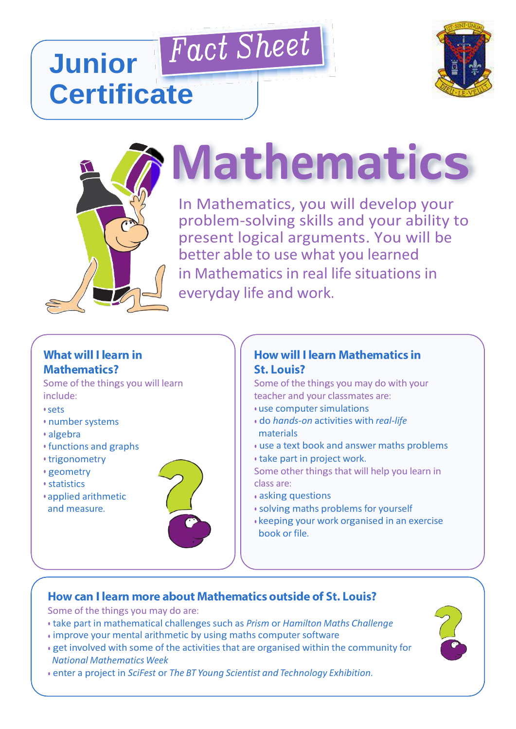# Junior Certificate

*Fact Sheet*

# Mathematics

In Mathematics, you will develop your problem-solving skills and your ability to present logical arguments. You will be better able to use what you learned in Mathematics in real life situations in everyday life and work.

## What will I learn in Mathematics?

Some of the things you will learn include:

- sets
- number systems
- algebra
- functions and graphs
- trigonometry
- geometry
- statistics
- applied arithmetic and measure.

## How will I learn Mathematics in St. Louis?

Some of the things you may do with your teacher and your classmates are:

- use computer simulations
- do *hands-on* activities with *real-life* materials
- use a text book and answer maths problems
- take part in project work.

Some other things that will help you learn in class are:

- asking questions
- solving maths problems for yourself
- keeping your work organised in an exercise book or file.

## How can I learn more about Mathematics outside of St. Louis?

Some of the things you may do are:

- take part in mathematical challenges such as *Prism* or *Hamilton Maths Challenge*
- improve your mental arithmetic by using maths computer software
- get involved with some of the activities that are organised within the community for *National Mathematics Week*
- enter a project in *SciFest* or *The BT Young Scientist and Technology Exhibition*.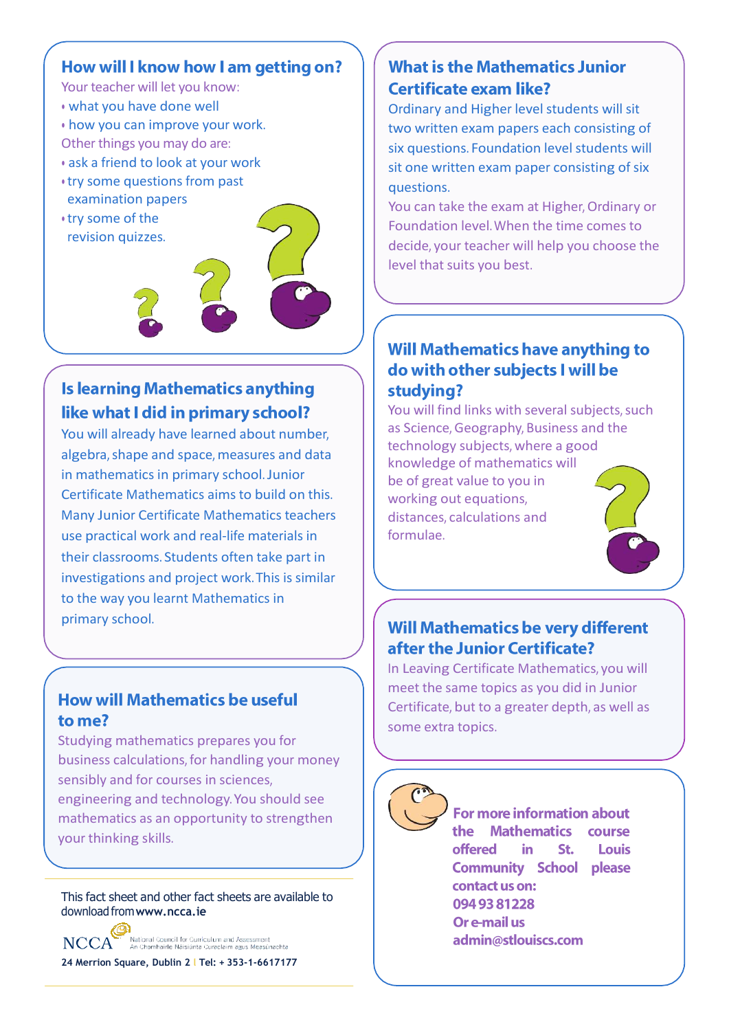## How will I know how I am getting on?

Your teacher will let you know:

- what you have done well
- how you can improve your work.

Other things you may do are:

- ask a friend to look at your work
- try some questions from past examination papers
- try some of the revision quizzes.

## Is learning Mathematics anything like what I did in primary school?

You will already have learned about number, algebra, shape and space, measures and data in mathematics in primary school. Junior Certificate Mathematics aims to build on this. Many Junior Certificate Mathematics teachers use practical work and real-life materials in their classrooms. Students often take part in investigations and project work. This is similar to the way you learnt Mathematics in primary school.

## How will Mathematics be useful to me?

Studying mathematics prepares you for business calculations, for handling your money sensibly and for courses in sciences, engineering and technology. You should see mathematics as an opportunity to strengthen your thinking skills.

## What is the Mathematics Junior Certificate exam like?

Ordinary and Higher level students will sit two written exam papers each consisting of six questions. Foundation level students will sit one written exam paper consisting of six questions.

You can take the exam at Higher, Ordinary or Foundation level. When the time comes to decide, your teacher will help you choose the level that suits you best.

## Will Mathematics have anything to do with other subjects I will be studying?

You will find links with several subjects, such as Science, Geography, Business and the technology subjects, where a good knowledge of mathematics will be of great value to you in working out equations, distances, calculations and formulae.

## Will Mathematics be very different after the Junior Certificate?

In Leaving Certificate Mathematics, you will meet the same topics as you did in Junior Certificate, but to a greater depth, as well as some extra topics.

**For more information about the Mathematics course offered in St. Louis Community School please contact us on:**
**094 93 81228**
**Or e-mail us**
**admin@stlouiscs.com**

This fact sheet and other fact sheets are available to download from **www.ncca.ie**

NCCA National Council for Curriculum and Assessment
An Chomhairle Náisiúnta Curaclaim agus Measúnachta

**24 Merrion Square, Dublin 2 | Tel: + 353-1-6617177**